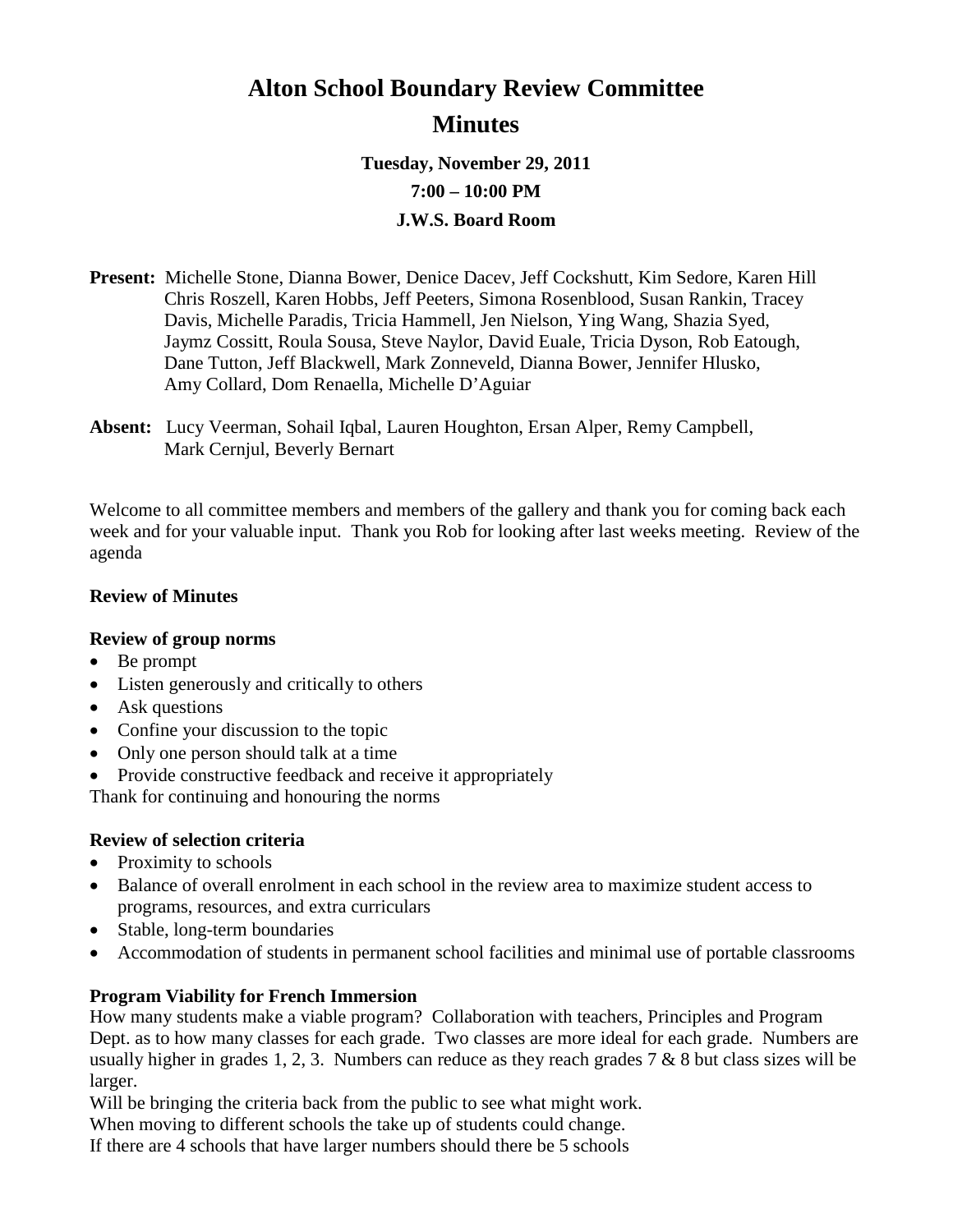# Alton School Boundary Review Committee

# Minutes

**Tuesday, November 29, 2011**

**7:00 – 10:00 PM**

**J.W.S. Board Room**

**Present:** Michelle Stone, Dianna Bower, Denice Dacev, Jeff Cockshutt, Kim Sedore, Karen Hill Chris Roszell, Karen Hobbs, Jeff Peeters, Simona Rosenblood, Susan Rankin, Tracey Davis, Michelle Paradis, Tricia Hammell, Jen Nielson, Ying Wang, Shazia Syed, Jaymz Cossitt, Roula Sousa, Steve Naylor, David Euale, Tricia Dyson, Rob Eatough, Dane Tutton, Jeff Blackwell, Mark Zonneveld, Dianna Bower, Jennifer Hlusko, Amy Collard, Dom Renaella, Michelle D'Aguiar

**Absent:** Lucy Veerman, Sohail Iqbal, Lauren Houghton, Ersan Alper, Remy Campbell, Mark Cernjul, Beverly Bernart

Welcome to all committee members and members of the gallery and thank you for coming back each week and for your valuable input. Thank you Rob for looking after last weeks meeting. Review of the agenda

**Review of Minutes**

**Review of group norms**

- Be prompt
- Listen generously and critically to others
- Ask questions
- Confine your discussion to the topic
- Only one person should talk at a time
- Provide constructive feedback and receive it appropriately

Thank for continuing and honouring the norms

**Review of selection criteria**

- Proximity to schools
- Balance of overall enrolment in each school in the review area to maximize student access to programs, resources, and extra curriculars
- Stable, long-term boundaries
- Accommodation of students in permanent school facilities and minimal use of portable classrooms

**Program Viability for French Immersion**

How many students make a viable program? Collaboration with teachers, Principles and Program Dept. as to how many classes for each grade. Two classes are more ideal for each grade. Numbers are usually higher in grades 1, 2, 3. Numbers can reduce as they reach grades 7 & 8 but class sizes will be larger.

Will be bringing the criteria back from the public to see what might work.

When moving to different schools the take up of students could change.

If there are 4 schools that have larger numbers should there be 5 schools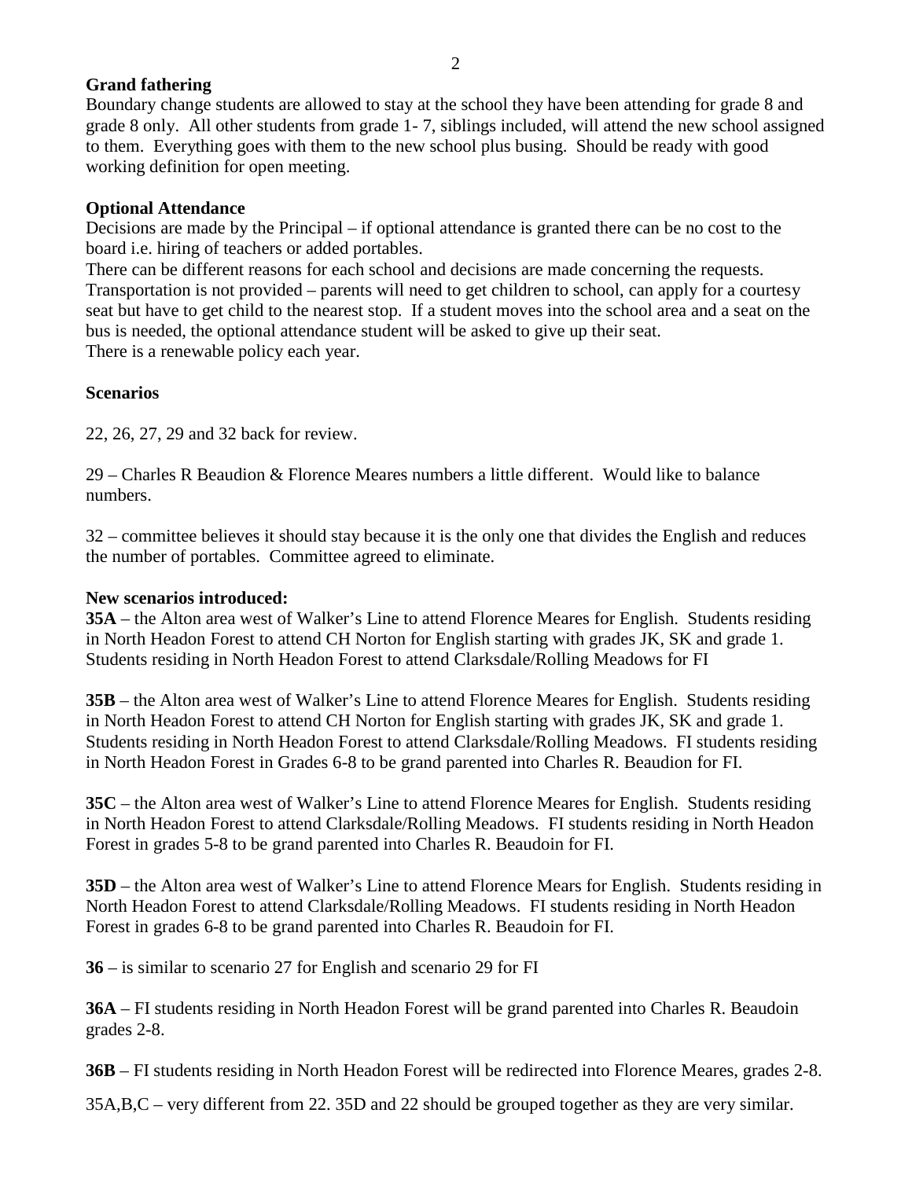**Grand fathering**

Boundary change students are allowed to stay at the school they have been attending for grade 8 and grade 8 only. All other students from grade 1- 7, siblings included, will attend the new school assigned to them. Everything goes with them to the new school plus busing. Should be ready with good working definition for open meeting.

**Optional Attendance**

Decisions are made by the Principal – if optional attendance is granted there can be no cost to the board i.e. hiring of teachers or added portables.

There can be different reasons for each school and decisions are made concerning the requests.

Transportation is not provided – parents will need to get children to school, can apply for a courtesy seat but have to get child to the nearest stop. If a student moves into the school area and a seat on the bus is needed, the optional attendance student will be asked to give up their seat.

There is a renewable policy each year.

**Scenarios**

22, 26, 27, 29 and 32 back for review.

29 – Charles R Beaudion & Florence Meares numbers a little different. Would like to balance numbers.

32 – committee believes it should stay because it is the only one that divides the English and reduces the number of portables. Committee agreed to eliminate.

**New scenarios introduced:**

**35A** – the Alton area west of Walker's Line to attend Florence Meares for English. Students residing in North Headon Forest to attend CH Norton for English starting with grades JK, SK and grade 1. Students residing in North Headon Forest to attend Clarksdale/Rolling Meadows for FI

**35B** – the Alton area west of Walker's Line to attend Florence Meares for English. Students residing in North Headon Forest to attend CH Norton for English starting with grades JK, SK and grade 1. Students residing in North Headon Forest to attend Clarksdale/Rolling Meadows. FI students residing in North Headon Forest in Grades 6-8 to be grand parented into Charles R. Beaudion for FI.

**35C** – the Alton area west of Walker's Line to attend Florence Meares for English. Students residing in North Headon Forest to attend Clarksdale/Rolling Meadows. FI students residing in North Headon Forest in grades 5-8 to be grand parented into Charles R. Beaudoin for FI.

**35D** – the Alton area west of Walker's Line to attend Florence Mears for English. Students residing in North Headon Forest to attend Clarksdale/Rolling Meadows. FI students residing in North Headon Forest in grades 6-8 to be grand parented into Charles R. Beaudoin for FI.

**36** – is similar to scenario 27 for English and scenario 29 for FI

**36A** – FI students residing in North Headon Forest will be grand parented into Charles R. Beaudoin grades 2-8.

**36B** – FI students residing in North Headon Forest will be redirected into Florence Meares, grades 2-8.

35A,B,C – very different from 22. 35D and 22 should be grouped together as they are very similar.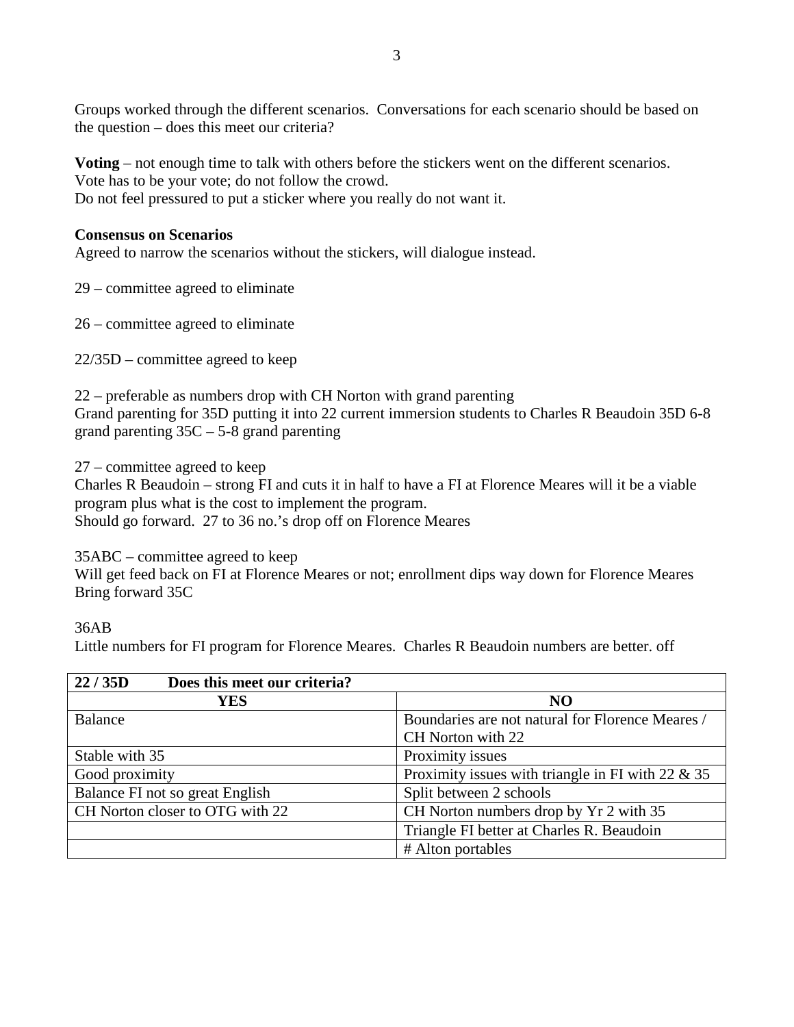Groups worked through the different scenarios. Conversations for each scenario should be based on the question – does this meet our criteria?

**Voting** – not enough time to talk with others before the stickers went on the different scenarios.
Vote has to be your vote; do not follow the crowd.
Do not feel pressured to put a sticker where you really do not want it.

**Consensus on Scenarios**
Agreed to narrow the scenarios without the stickers, will dialogue instead.

29 – committee agreed to eliminate

26 – committee agreed to eliminate

22/35D – committee agreed to keep

22 – preferable as numbers drop with CH Norton with grand parenting
Grand parenting for 35D putting it into 22 current immersion students to Charles R Beaudoin 35D 6-8 grand parenting 35C – 5-8 grand parenting

27 – committee agreed to keep
Charles R Beaudoin – strong FI and cuts it in half to have a FI at Florence Meares will it be a viable program plus what is the cost to implement the program.
Should go forward. 27 to 36 no.'s drop off on Florence Meares

35ABC – committee agreed to keep
Will get feed back on FI at Florence Meares or not; enrollment dips way down for Florence Meares
Bring forward 35C

36AB
Little numbers for FI program for Florence Meares. Charles R Beaudoin numbers are better. off

| **22 / 35D Does this meet our criteria?** | |
|---|---|
| **YES** | **NO** |
| Balance | Boundaries are not natural for Florence Meares / CH Norton with 22 |
| Stable with 35 | Proximity issues |
| Good proximity | Proximity issues with triangle in FI with 22 & 35 |
| Balance FI not so great English | Split between 2 schools |
| CH Norton closer to OTG with 22 | CH Norton numbers drop by Yr 2 with 35 |
| | Triangle FI better at Charles R. Beaudoin |
| | # Alton portables |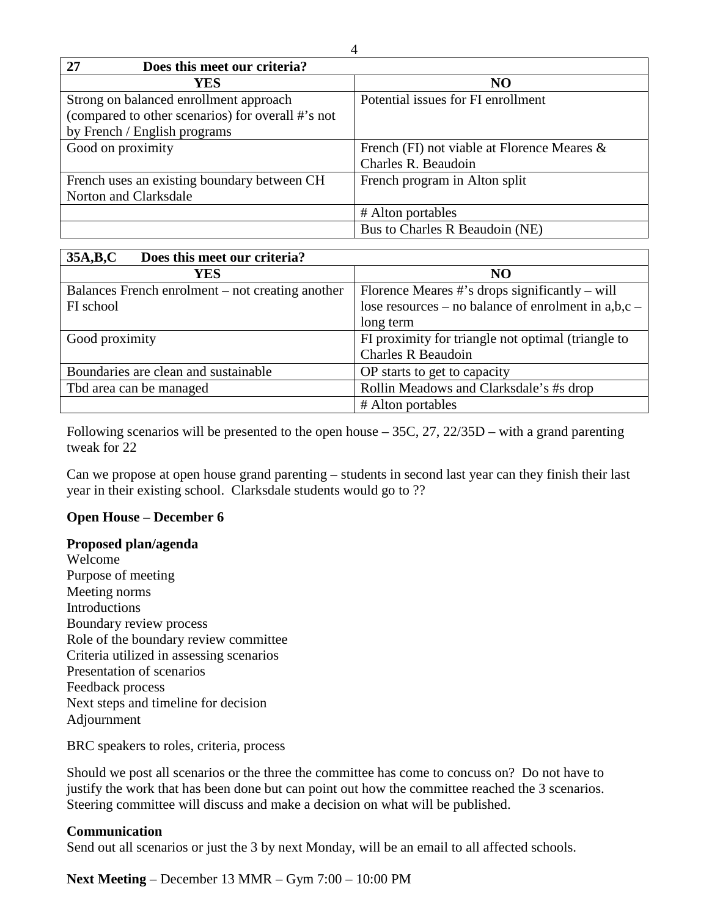| 27 Does this meet our criteria? | |
|---|---|
| **YES** | **NO** |
| Strong on balanced enrollment approach (compared to other scenarios) for overall #'s not by French / English programs | Potential issues for FI enrollment |
| Good on proximity | French (FI) not viable at Florence Meares & Charles R. Beaudoin |
| French uses an existing boundary between CH Norton and Clarksdale | French program in Alton split |
| | # Alton portables |
| | Bus to Charles R Beaudoin (NE) |

| 35A,B,C Does this meet our criteria? | |
|---|---|
| **YES** | **NO** |
| Balances French enrolment – not creating another FI school | Florence Meares #'s drops significantly – will lose resources – no balance of enrolment in a,b,c – long term |
| Good proximity | FI proximity for triangle not optimal (triangle to Charles R Beaudoin |
| Boundaries are clean and sustainable | OP starts to get to capacity |
| Tbd area can be managed | Rollin Meadows and Clarksdale's #s drop |
| | # Alton portables |

Following scenarios will be presented to the open house – 35C, 27, 22/35D – with a grand parenting tweak for 22

Can we propose at open house grand parenting – students in second last year can they finish their last year in their existing school. Clarksdale students would go to ??

**Open House – December 6**

**Proposed plan/agenda**
Welcome
Purpose of meeting
Meeting norms
Introductions
Boundary review process
Role of the boundary review committee
Criteria utilized in assessing scenarios
Presentation of scenarios
Feedback process
Next steps and timeline for decision
Adjournment

BRC speakers to roles, criteria, process

Should we post all scenarios or the three the committee has come to concuss on? Do not have to justify the work that has been done but can point out how the committee reached the 3 scenarios. Steering committee will discuss and make a decision on what will be published.

**Communication**
Send out all scenarios or just the 3 by next Monday, will be an email to all affected schools.

**Next Meeting** – December 13 MMR – Gym 7:00 – 10:00 PM